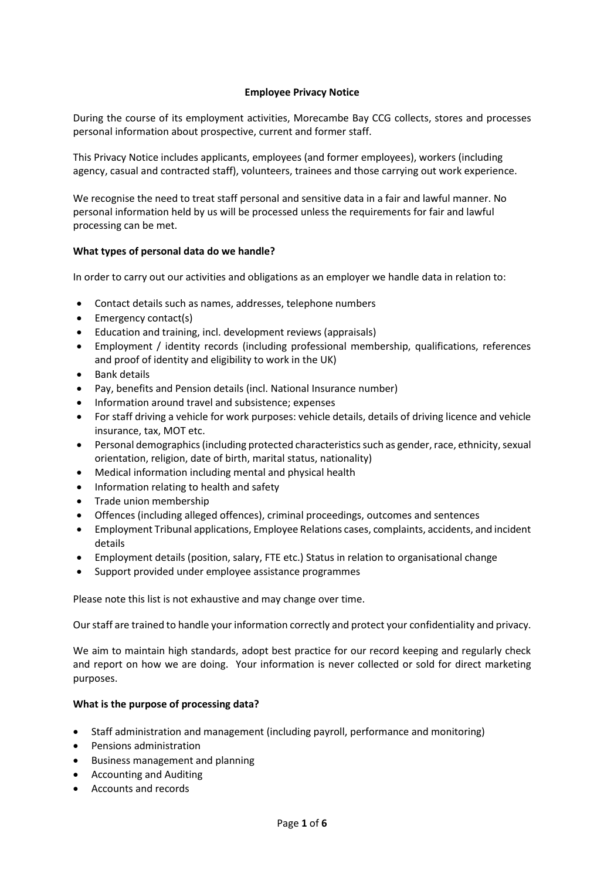# Employee Privacy Notice

During the course of its employment activities, Morecambe Bay CCG collects, stores and processes personal information about prospective, current and former staff.

This Privacy Notice includes applicants, employees (and former employees), workers (including agency, casual and contracted staff), volunteers, trainees and those carrying out work experience.

We recognise the need to treat staff personal and sensitive data in a fair and lawful manner. No personal information held by us will be processed unless the requirements for fair and lawful processing can be met.

## What types of personal data do we handle?

In order to carry out our activities and obligations as an employer we handle data in relation to:

- Contact details such as names, addresses, telephone numbers
- Emergency contact(s)
- Education and training, incl. development reviews (appraisals)
- Employment / identity records (including professional membership, qualifications, references and proof of identity and eligibility to work in the UK)
- Bank details
- Pay, benefits and Pension details (incl. National Insurance number)
- Information around travel and subsistence; expenses
- For staff driving a vehicle for work purposes: vehicle details, details of driving licence and vehicle insurance, tax, MOT etc.
- Personal demographics (including protected characteristics such as gender, race, ethnicity, sexual orientation, religion, date of birth, marital status, nationality)
- Medical information including mental and physical health
- Information relating to health and safety
- Trade union membership
- Offences (including alleged offences), criminal proceedings, outcomes and sentences
- Employment Tribunal applications, Employee Relations cases, complaints, accidents, and incident details
- Employment details (position, salary, FTE etc.) Status in relation to organisational change
- Support provided under employee assistance programmes

Please note this list is not exhaustive and may change over time.

Our staff are trained to handle your information correctly and protect your confidentiality and privacy.

We aim to maintain high standards, adopt best practice for our record keeping and regularly check and report on how we are doing. Your information is never collected or sold for direct marketing purposes.

## What is the purpose of processing data?

- Staff administration and management (including payroll, performance and monitoring)
- Pensions administration
- Business management and planning
- Accounting and Auditing
- Accounts and records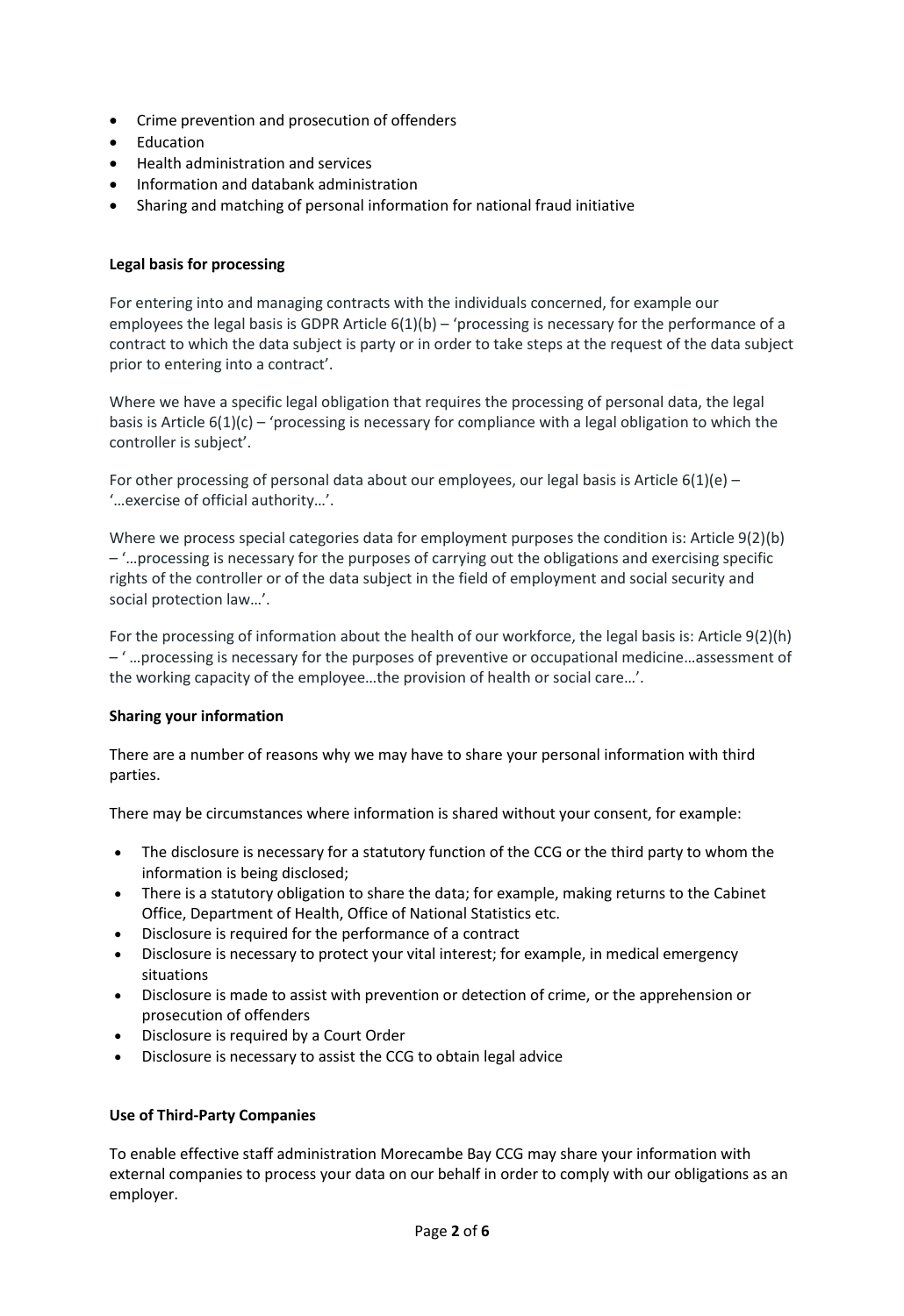- Crime prevention and prosecution of offenders
- Education
- Health administration and services
- Information and databank administration
- Sharing and matching of personal information for national fraud initiative

**Legal basis for processing**

For entering into and managing contracts with the individuals concerned, for example our employees the legal basis is GDPR Article 6(1)(b) – 'processing is necessary for the performance of a contract to which the data subject is party or in order to take steps at the request of the data subject prior to entering into a contract'.

Where we have a specific legal obligation that requires the processing of personal data, the legal basis is Article 6(1)(c) – 'processing is necessary for compliance with a legal obligation to which the controller is subject'.

For other processing of personal data about our employees, our legal basis is Article 6(1)(e) – '…exercise of official authority…'.

Where we process special categories data for employment purposes the condition is: Article 9(2)(b) – '…processing is necessary for the purposes of carrying out the obligations and exercising specific rights of the controller or of the data subject in the field of employment and social security and social protection law…'.

For the processing of information about the health of our workforce, the legal basis is: Article 9(2)(h) – ' …processing is necessary for the purposes of preventive or occupational medicine…assessment of the working capacity of the employee…the provision of health or social care…'.

**Sharing your information**

There are a number of reasons why we may have to share your personal information with third parties.

There may be circumstances where information is shared without your consent, for example:

- The disclosure is necessary for a statutory function of the CCG or the third party to whom the information is being disclosed;
- There is a statutory obligation to share the data; for example, making returns to the Cabinet Office, Department of Health, Office of National Statistics etc.
- Disclosure is required for the performance of a contract
- Disclosure is necessary to protect your vital interest; for example, in medical emergency situations
- Disclosure is made to assist with prevention or detection of crime, or the apprehension or prosecution of offenders
- Disclosure is required by a Court Order
- Disclosure is necessary to assist the CCG to obtain legal advice

**Use of Third-Party Companies**

To enable effective staff administration Morecambe Bay CCG may share your information with external companies to process your data on our behalf in order to comply with our obligations as an employer.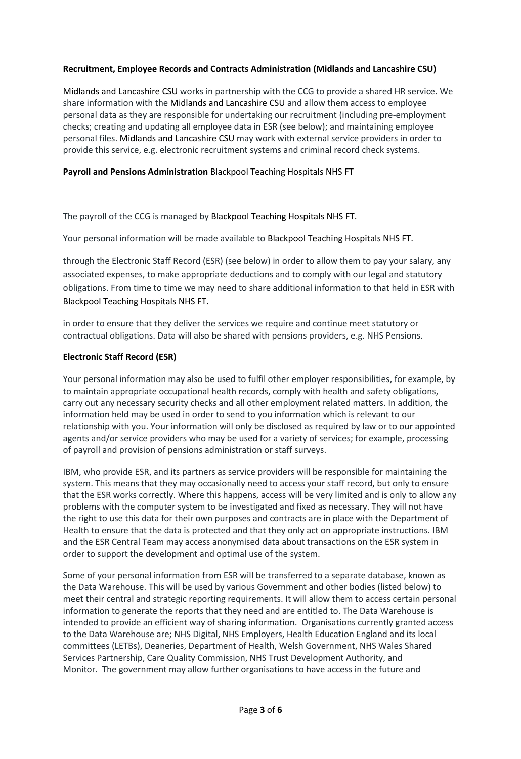**Recruitment, Employee Records and Contracts Administration (Midlands and Lancashire CSU)**

Midlands and Lancashire CSU works in partnership with the CCG to provide a shared HR service. We share information with the Midlands and Lancashire CSU and allow them access to employee personal data as they are responsible for undertaking our recruitment (including pre-employment checks; creating and updating all employee data in ESR (see below); and maintaining employee personal files. Midlands and Lancashire CSU may work with external service providers in order to provide this service, e.g. electronic recruitment systems and criminal record check systems.

**Payroll and Pensions Administration** Blackpool Teaching Hospitals NHS FT

The payroll of the CCG is managed by Blackpool Teaching Hospitals NHS FT.

Your personal information will be made available to Blackpool Teaching Hospitals NHS FT.

through the Electronic Staff Record (ESR) (see below) in order to allow them to pay your salary, any associated expenses, to make appropriate deductions and to comply with our legal and statutory obligations. From time to time we may need to share additional information to that held in ESR with Blackpool Teaching Hospitals NHS FT.

in order to ensure that they deliver the services we require and continue meet statutory or contractual obligations. Data will also be shared with pensions providers, e.g. NHS Pensions.

**Electronic Staff Record (ESR)**

Your personal information may also be used to fulfil other employer responsibilities, for example, by to maintain appropriate occupational health records, comply with health and safety obligations, carry out any necessary security checks and all other employment related matters. In addition, the information held may be used in order to send to you information which is relevant to our relationship with you. Your information will only be disclosed as required by law or to our appointed agents and/or service providers who may be used for a variety of services; for example, processing of payroll and provision of pensions administration or staff surveys.

IBM, who provide ESR, and its partners as service providers will be responsible for maintaining the system. This means that they may occasionally need to access your staff record, but only to ensure that the ESR works correctly. Where this happens, access will be very limited and is only to allow any problems with the computer system to be investigated and fixed as necessary. They will not have the right to use this data for their own purposes and contracts are in place with the Department of Health to ensure that the data is protected and that they only act on appropriate instructions. IBM and the ESR Central Team may access anonymised data about transactions on the ESR system in order to support the development and optimal use of the system.

Some of your personal information from ESR will be transferred to a separate database, known as the Data Warehouse. This will be used by various Government and other bodies (listed below) to meet their central and strategic reporting requirements. It will allow them to access certain personal information to generate the reports that they need and are entitled to. The Data Warehouse is intended to provide an efficient way of sharing information. Organisations currently granted access to the Data Warehouse are; NHS Digital, NHS Employers, Health Education England and its local committees (LETBs), Deaneries, Department of Health, Welsh Government, NHS Wales Shared Services Partnership, Care Quality Commission, NHS Trust Development Authority, and Monitor. The government may allow further organisations to have access in the future and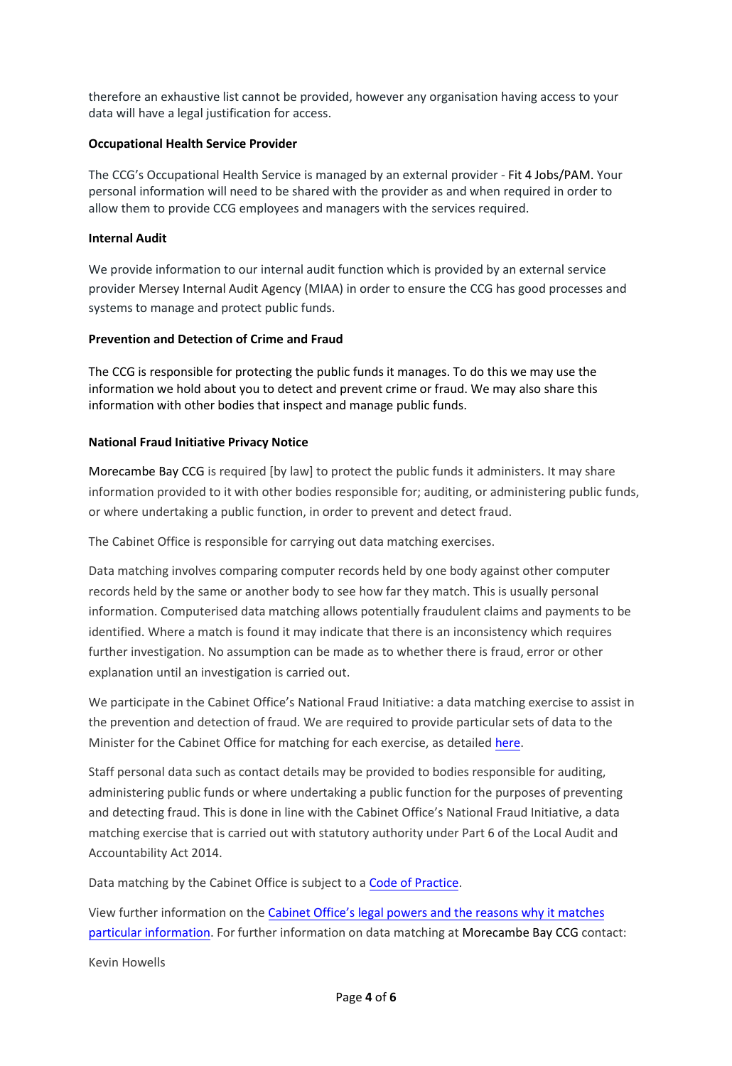therefore an exhaustive list cannot be provided, however any organisation having access to your data will have a legal justification for access.

**Occupational Health Service Provider**

The CCG's Occupational Health Service is managed by an external provider - Fit 4 Jobs/PAM. Your personal information will need to be shared with the provider as and when required in order to allow them to provide CCG employees and managers with the services required.

**Internal Audit**

We provide information to our internal audit function which is provided by an external service provider Mersey Internal Audit Agency (MIAA) in order to ensure the CCG has good processes and systems to manage and protect public funds.

**Prevention and Detection of Crime and Fraud**

The CCG is responsible for protecting the public funds it manages. To do this we may use the information we hold about you to detect and prevent crime or fraud. We may also share this information with other bodies that inspect and manage public funds.

**National Fraud Initiative Privacy Notice**

Morecambe Bay CCG is required [by law] to protect the public funds it administers. It may share information provided to it with other bodies responsible for; auditing, or administering public funds, or where undertaking a public function, in order to prevent and detect fraud.

The Cabinet Office is responsible for carrying out data matching exercises.

Data matching involves comparing computer records held by one body against other computer records held by the same or another body to see how far they match. This is usually personal information. Computerised data matching allows potentially fraudulent claims and payments to be identified. Where a match is found it may indicate that there is an inconsistency which requires further investigation. No assumption can be made as to whether there is fraud, error or other explanation until an investigation is carried out.

We participate in the Cabinet Office's National Fraud Initiative: a data matching exercise to assist in the prevention and detection of fraud. We are required to provide particular sets of data to the Minister for the Cabinet Office for matching for each exercise, as detailed here.

Staff personal data such as contact details may be provided to bodies responsible for auditing, administering public funds or where undertaking a public function for the purposes of preventing and detecting fraud. This is done in line with the Cabinet Office's National Fraud Initiative, a data matching exercise that is carried out with statutory authority under Part 6 of the Local Audit and Accountability Act 2014.

Data matching by the Cabinet Office is subject to a Code of Practice.

View further information on the Cabinet Office's legal powers and the reasons why it matches particular information. For further information on data matching at Morecambe Bay CCG contact:

Kevin Howells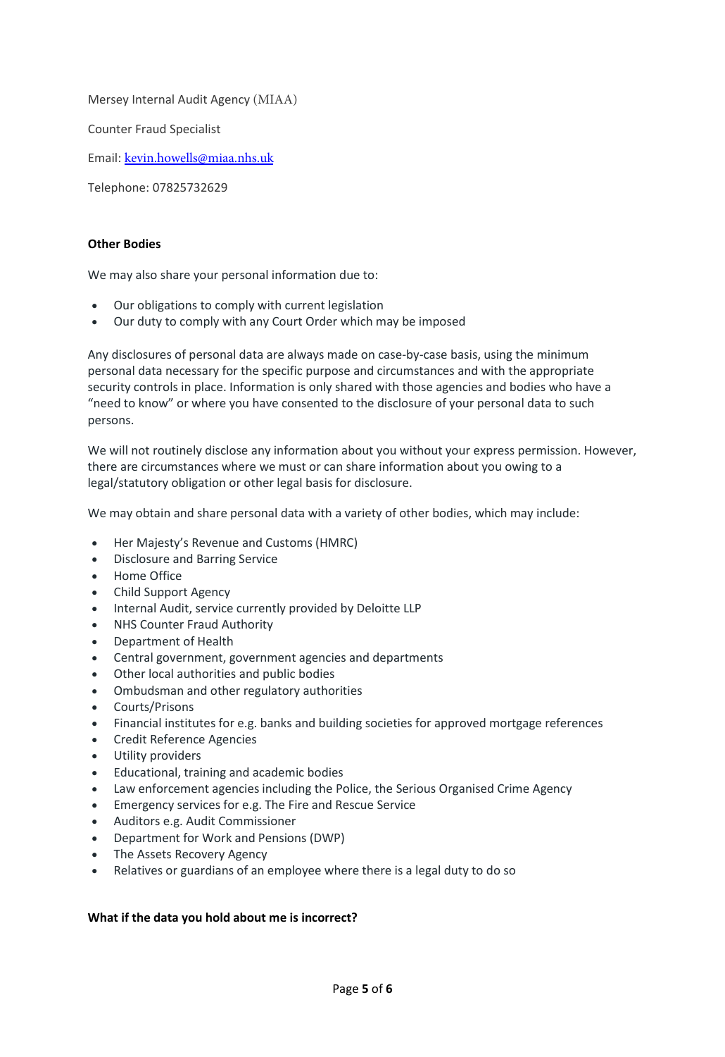Mersey Internal Audit Agency (MIAA)

Counter Fraud Specialist

Email: [kevin.howells@miaa.nhs.uk](mailto:kevin.howells@miaa.nhs.uk)

Telephone: 07825732629

**Other Bodies**

We may also share your personal information due to:

- Our obligations to comply with current legislation
- Our duty to comply with any Court Order which may be imposed

Any disclosures of personal data are always made on case-by-case basis, using the minimum personal data necessary for the specific purpose and circumstances and with the appropriate security controls in place. Information is only shared with those agencies and bodies who have a "need to know" or where you have consented to the disclosure of your personal data to such persons.

We will not routinely disclose any information about you without your express permission. However, there are circumstances where we must or can share information about you owing to a legal/statutory obligation or other legal basis for disclosure.

We may obtain and share personal data with a variety of other bodies, which may include:

- Her Majesty's Revenue and Customs (HMRC)
- Disclosure and Barring Service
- Home Office
- Child Support Agency
- Internal Audit, service currently provided by Deloitte LLP
- NHS Counter Fraud Authority
- Department of Health
- Central government, government agencies and departments
- Other local authorities and public bodies
- Ombudsman and other regulatory authorities
- Courts/Prisons
- Financial institutes for e.g. banks and building societies for approved mortgage references
- Credit Reference Agencies
- Utility providers
- Educational, training and academic bodies
- Law enforcement agencies including the Police, the Serious Organised Crime Agency
- Emergency services for e.g. The Fire and Rescue Service
- Auditors e.g. Audit Commissioner
- Department for Work and Pensions (DWP)
- The Assets Recovery Agency
- Relatives or guardians of an employee where there is a legal duty to do so

**What if the data you hold about me is incorrect?**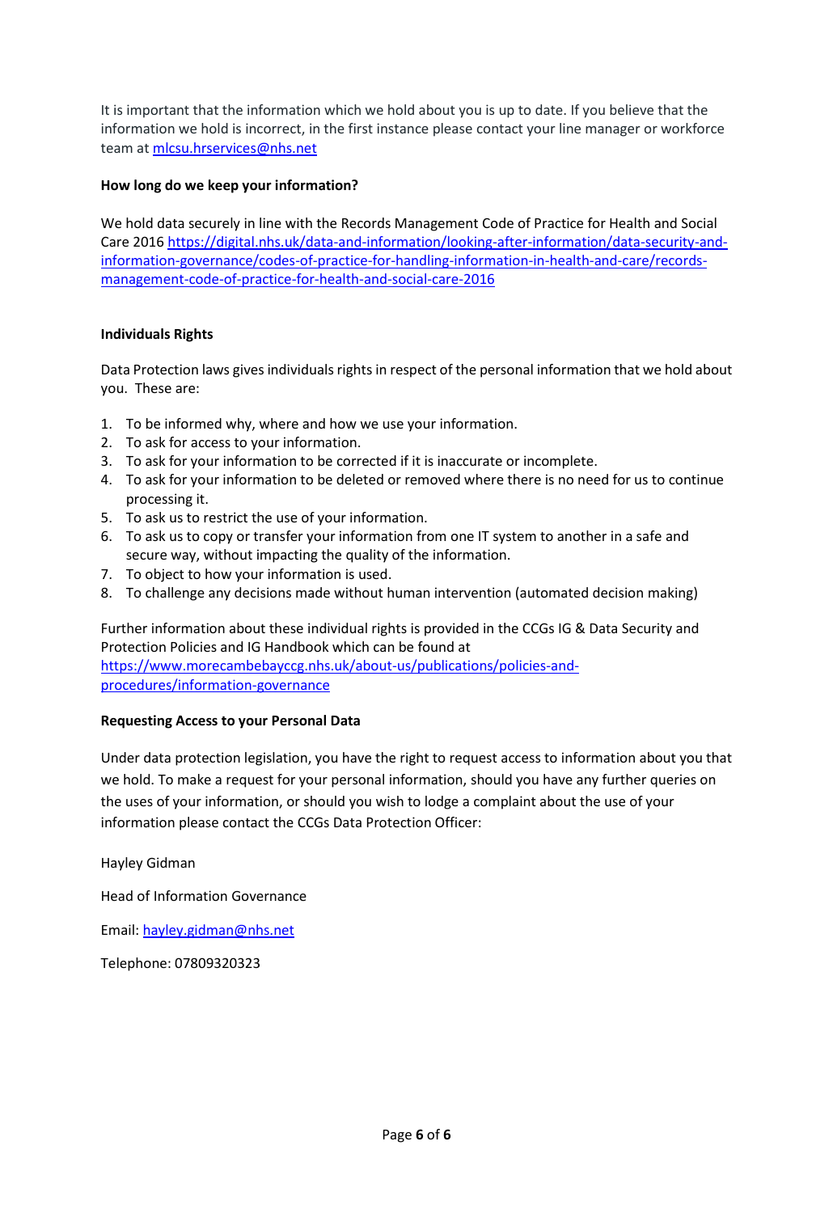It is important that the information which we hold about you is up to date. If you believe that the information we hold is incorrect, in the first instance please contact your line manager or workforce team at mlcsu.hrservices@nhs.net

**How long do we keep your information?**

We hold data securely in line with the Records Management Code of Practice for Health and Social Care 2016 https://digital.nhs.uk/data-and-information/looking-after-information/data-security-and-information-governance/codes-of-practice-for-handling-information-in-health-and-care/records-management-code-of-practice-for-health-and-social-care-2016

**Individuals Rights**

Data Protection laws gives individuals rights in respect of the personal information that we hold about you. These are:

1. To be informed why, where and how we use your information.
2. To ask for access to your information.
3. To ask for your information to be corrected if it is inaccurate or incomplete.
4. To ask for your information to be deleted or removed where there is no need for us to continue processing it.
5. To ask us to restrict the use of your information.
6. To ask us to copy or transfer your information from one IT system to another in a safe and secure way, without impacting the quality of the information.
7. To object to how your information is used.
8. To challenge any decisions made without human intervention (automated decision making)

Further information about these individual rights is provided in the CCGs IG & Data Security and Protection Policies and IG Handbook which can be found at https://www.morecambebayccg.nhs.uk/about-us/publications/policies-and-procedures/information-governance

**Requesting Access to your Personal Data**

Under data protection legislation, you have the right to request access to information about you that we hold. To make a request for your personal information, should you have any further queries on the uses of your information, or should you wish to lodge a complaint about the use of your information please contact the CCGs Data Protection Officer:

Hayley Gidman

Head of Information Governance

Email: hayley.gidman@nhs.net

Telephone: 07809320323